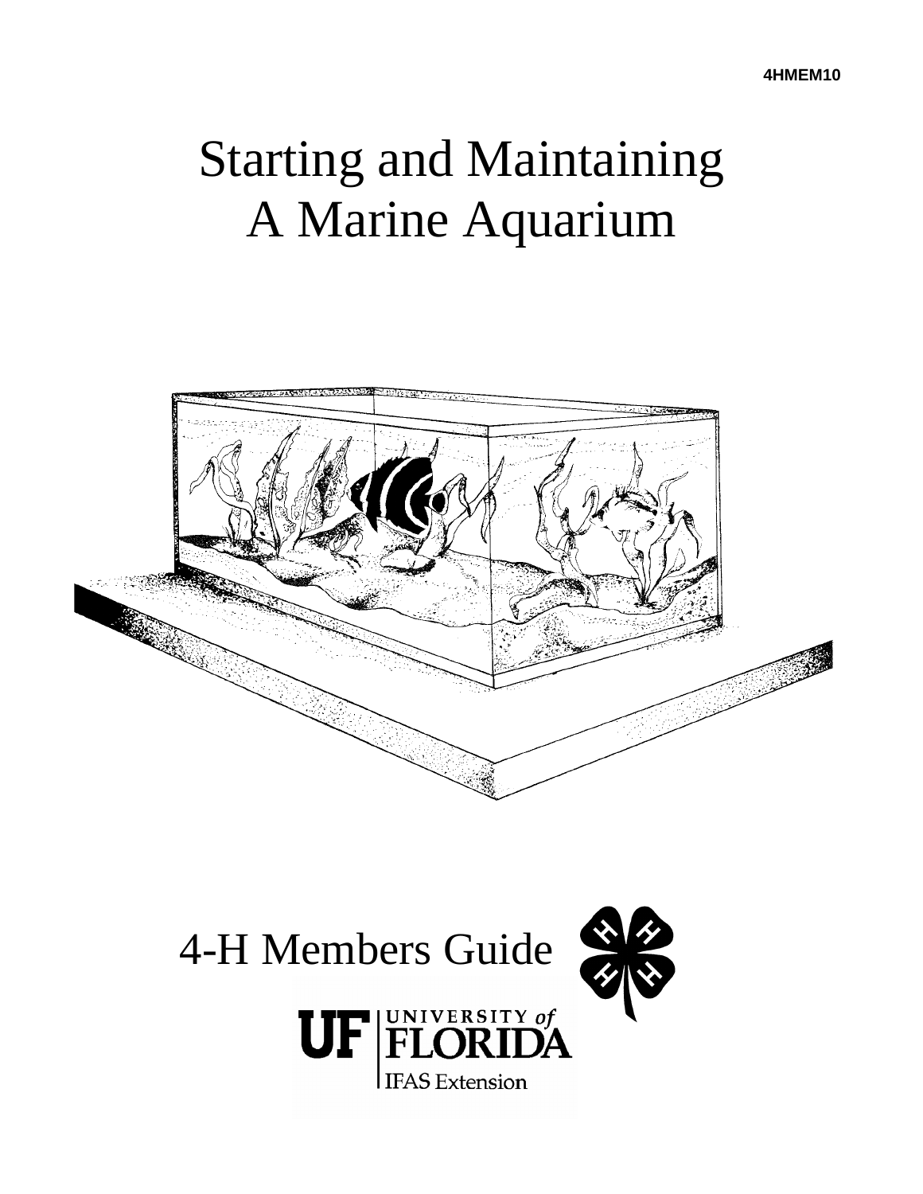4HMEM10

# Starting and Maintaining A Marine Aquarium

4-H Members Guide

UF | UNIVERSITY of FLORIDA

IFAS Extension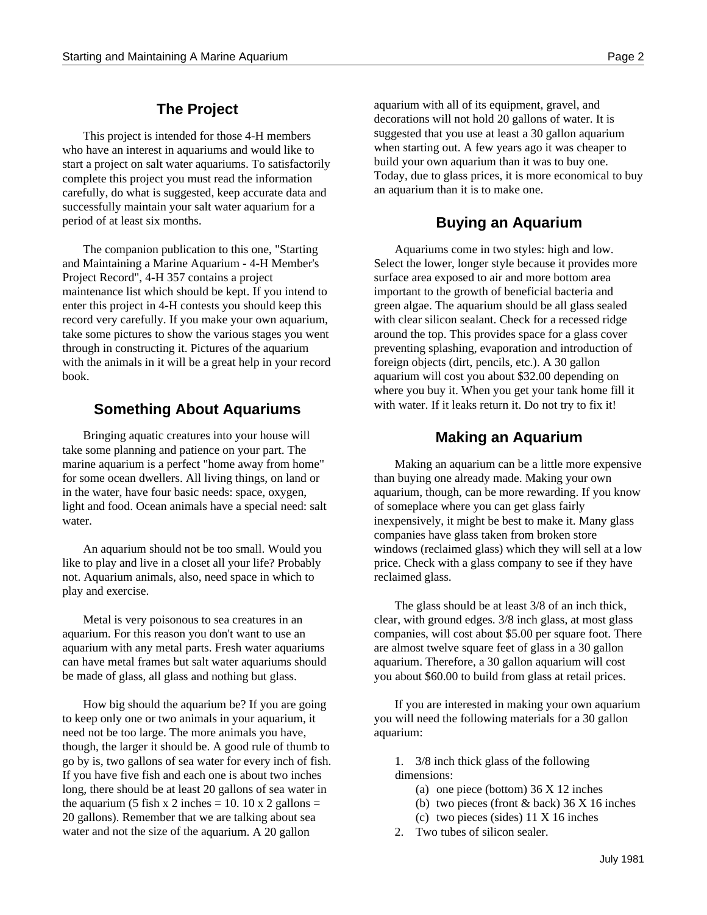## The Project

This project is intended for those 4-H members who have an interest in aquariums and would like to start a project on salt water aquariums. To satisfactorily complete this project you must read the information carefully, do what is suggested, keep accurate data and successfully maintain your salt water aquarium for a period of at least six months.

The companion publication to this one, "Starting and Maintaining a Marine Aquarium - 4-H Member's Project Record", 4-H 357 contains a project maintenance list which should be kept. If you intend to enter this project in 4-H contests you should keep this record very carefully. If you make your own aquarium, take some pictures to show the various stages you went through in constructing it. Pictures of the aquarium with the animals in it will be a great help in your record book.

## Something About Aquariums

Bringing aquatic creatures into your house will take some planning and patience on your part. The marine aquarium is a perfect "home away from home" for some ocean dwellers. All living things, on land or in the water, have four basic needs: space, oxygen, light and food. Ocean animals have a special need: salt water.

An aquarium should not be too small. Would you like to play and live in a closet all your life? Probably not. Aquarium animals, also, need space in which to play and exercise.

Metal is very poisonous to sea creatures in an aquarium. For this reason you don't want to use an aquarium with any metal parts. Fresh water aquariums can have metal frames but salt water aquariums should be made of glass, all glass and nothing but glass.

How big should the aquarium be? If you are going to keep only one or two animals in your aquarium, it need not be too large. The more animals you have, though, the larger it should be. A good rule of thumb to go by is, two gallons of sea water for every inch of fish. If you have five fish and each one is about two inches long, there should be at least 20 gallons of sea water in the aquarium (5 fish x 2 inches = 10. 10 x 2 gallons = 20 gallons). Remember that we are talking about sea water and not the size of the aquarium. A 20 gallon aquarium with all of its equipment, gravel, and decorations will not hold 20 gallons of water. It is suggested that you use at least a 30 gallon aquarium when starting out. A few years ago it was cheaper to build your own aquarium than it was to buy one. Today, due to glass prices, it is more economical to buy an aquarium than it is to make one.

## Buying an Aquarium

Aquariums come in two styles: high and low. Select the lower, longer style because it provides more surface area exposed to air and more bottom area important to the growth of beneficial bacteria and green algae. The aquarium should be all glass sealed with clear silicon sealant. Check for a recessed ridge around the top. This provides space for a glass cover preventing splashing, evaporation and introduction of foreign objects (dirt, pencils, etc.). A 30 gallon aquarium will cost you about $32.00 depending on where you buy it. When you get your tank home fill it with water. If it leaks return it. Do not try to fix it!

## Making an Aquarium

Making an aquarium can be a little more expensive than buying one already made. Making your own aquarium, though, can be more rewarding. If you know of someplace where you can get glass fairly inexpensively, it might be best to make it. Many glass companies have glass taken from broken store windows (reclaimed glass) which they will sell at a low price. Check with a glass company to see if they have reclaimed glass.

The glass should be at least 3/8 of an inch thick, clear, with ground edges. 3/8 inch glass, at most glass companies, will cost about $5.00 per square foot. There are almost twelve square feet of glass in a 30 gallon aquarium. Therefore, a 30 gallon aquarium will cost you about $60.00 to build from glass at retail prices.

If you are interested in making your own aquarium you will need the following materials for a 30 gallon aquarium:

1. 3/8 inch thick glass of the following dimensions:
   (a) one piece (bottom) 36 X 12 inches
   (b) two pieces (front & back) 36 X 16 inches
   (c) two pieces (sides) 11 X 16 inches
2. Two tubes of silicon sealer.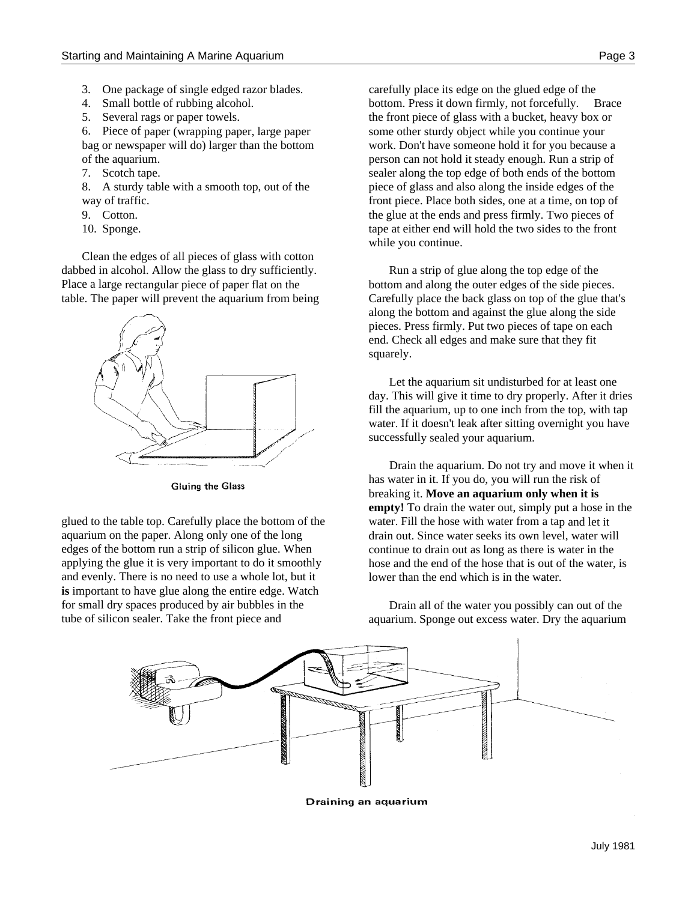3. One package of single edged razor blades.
4. Small bottle of rubbing alcohol.
5. Several rags or paper towels.
6. Piece of paper (wrapping paper, large paper bag or newspaper will do) larger than the bottom of the aquarium.
7. Scotch tape.
8. A sturdy table with a smooth top, out of the way of traffic.
9. Cotton.
10. Sponge.

Clean the edges of all pieces of glass with cotton dabbed in alcohol. Allow the glass to dry sufficiently. Place a large rectangular piece of paper flat on the table. The paper will prevent the aquarium from being glued to the table top. Carefully place the bottom of the aquarium on the paper. Along only one of the long edges of the bottom run a strip of silicon glue. When applying the glue it is very important to do it smoothly and evenly. There is no need to use a whole lot, but it **is** important to have glue along the entire edge. Watch for small dry spaces produced by air bubbles in the tube of silicon sealer. Take the front piece and carefully place its edge on the glued edge of the bottom. Press it down firmly, not forcefully. Brace the front piece of glass with a bucket, heavy box or some other sturdy object while you continue your work. Don't have someone hold it for you because a person can not hold it steady enough. Run a strip of sealer along the top edge of both ends of the bottom piece of glass and also along the inside edges of the front piece. Place both sides, one at a time, on top of the glue at the ends and press firmly. Two pieces of tape at either end will hold the two sides to the front while you continue.

Gluing the Glass

Run a strip of glue along the top edge of the bottom and along the outer edges of the side pieces. Carefully place the back glass on top of the glue that's along the bottom and against the glue along the side pieces. Press firmly. Put two pieces of tape on each end. Check all edges and make sure that they fit squarely.

Let the aquarium sit undisturbed for at least one day. This will give it time to dry properly. After it dries fill the aquarium, up to one inch from the top, with tap water. If it doesn't leak after sitting overnight you have successfully sealed your aquarium.

Drain the aquarium. Do not try and move it when it has water in it. If you do, you will run the risk of breaking it. **Move an aquarium only when it is empty!** To drain the water out, simply put a hose in the water. Fill the hose with water from a tap and let it drain out. Since water seeks its own level, water will continue to drain out as long as there is water in the hose and the end of the hose that is out of the water, is lower than the end which is in the water.

Drain all of the water you possibly can out of the aquarium. Sponge out excess water. Dry the aquarium

Draining an aquarium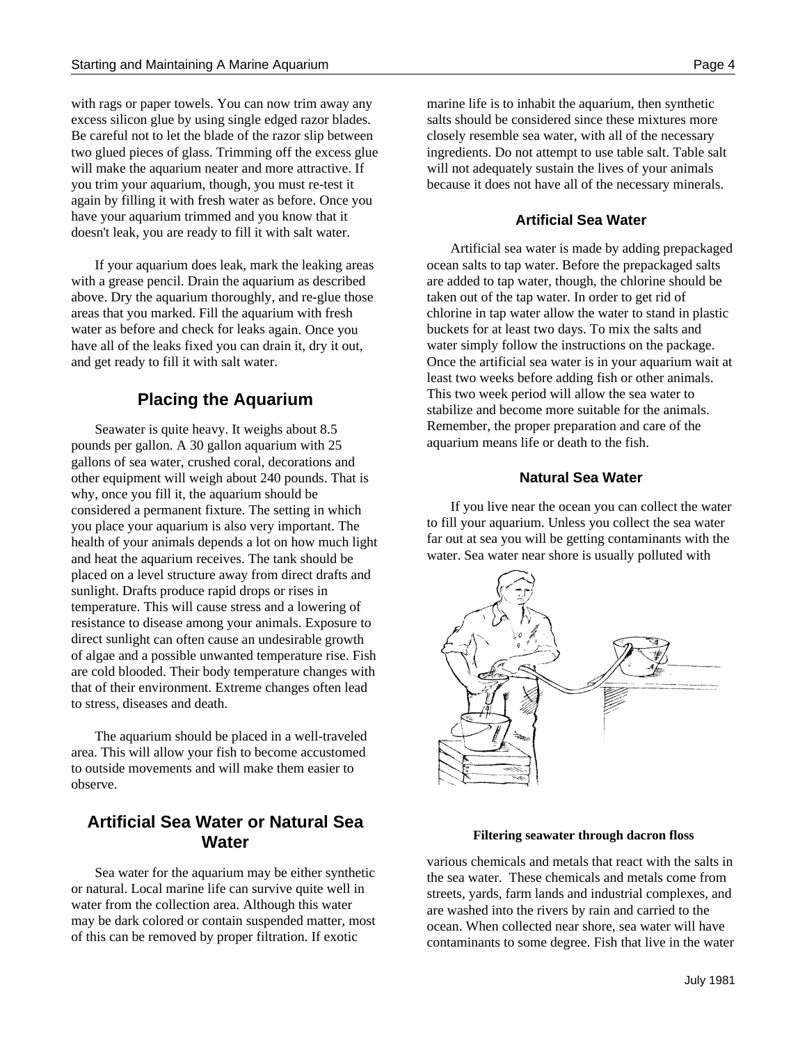with rags or paper towels. You can now trim away any excess silicon glue by using single edged razor blades. Be careful not to let the blade of the razor slip between two glued pieces of glass. Trimming off the excess glue will make the aquarium neater and more attractive. If you trim your aquarium, though, you must re-test it again by filling it with fresh water as before. Once you have your aquarium trimmed and you know that it doesn't leak, you are ready to fill it with salt water.

If your aquarium does leak, mark the leaking areas with a grease pencil. Drain the aquarium as described above. Dry the aquarium thoroughly, and re-glue those areas that you marked. Fill the aquarium with fresh water as before and check for leaks again. Once you have all of the leaks fixed you can drain it, dry it out, and get ready to fill it with salt water.

## Placing the Aquarium

Seawater is quite heavy. It weighs about 8.5 pounds per gallon. A 30 gallon aquarium with 25 gallons of sea water, crushed coral, decorations and other equipment will weigh about 240 pounds. That is why, once you fill it, the aquarium should be considered a permanent fixture. The setting in which you place your aquarium is also very important. The health of your animals depends a lot on how much light and heat the aquarium receives. The tank should be placed on a level structure away from direct drafts and sunlight. Drafts produce rapid drops or rises in temperature. This will cause stress and a lowering of resistance to disease among your animals. Exposure to direct sunlight can often cause an undesirable growth of algae and a possible unwanted temperature rise. Fish are cold blooded. Their body temperature changes with that of their environment. Extreme changes often lead to stress, diseases and death.

The aquarium should be placed in a well-traveled area. This will allow your fish to become accustomed to outside movements and will make them easier to observe.

## Artificial Sea Water or Natural Sea Water

Sea water for the aquarium may be either synthetic or natural. Local marine life can survive quite well in water from the collection area. Although this water may be dark colored or contain suspended matter, most of this can be removed by proper filtration. If exotic marine life is to inhabit the aquarium, then synthetic salts should be considered since these mixtures more closely resemble sea water, with all of the necessary ingredients. Do not attempt to use table salt. Table salt will not adequately sustain the lives of your animals because it does not have all of the necessary minerals.

### Artificial Sea Water

Artificial sea water is made by adding prepackaged ocean salts to tap water. Before the prepackaged salts are added to tap water, though, the chlorine should be taken out of the tap water. In order to get rid of chlorine in tap water allow the water to stand in plastic buckets for at least two days. To mix the salts and water simply follow the instructions on the package. Once the artificial sea water is in your aquarium wait at least two weeks before adding fish or other animals. This two week period will allow the sea water to stabilize and become more suitable for the animals. Remember, the proper preparation and care of the aquarium means life or death to the fish.

### Natural Sea Water

If you live near the ocean you can collect the water to fill your aquarium. Unless you collect the sea water far out at sea you will be getting contaminants with the water. Sea water near shore is usually polluted with various chemicals and metals that react with the salts in the sea water. These chemicals and metals come from streets, yards, farm lands and industrial complexes, and are washed into the rivers by rain and carried to the ocean. When collected near shore, sea water will have contaminants to some degree. Fish that live in the water

**Filtering seawater through dacron floss**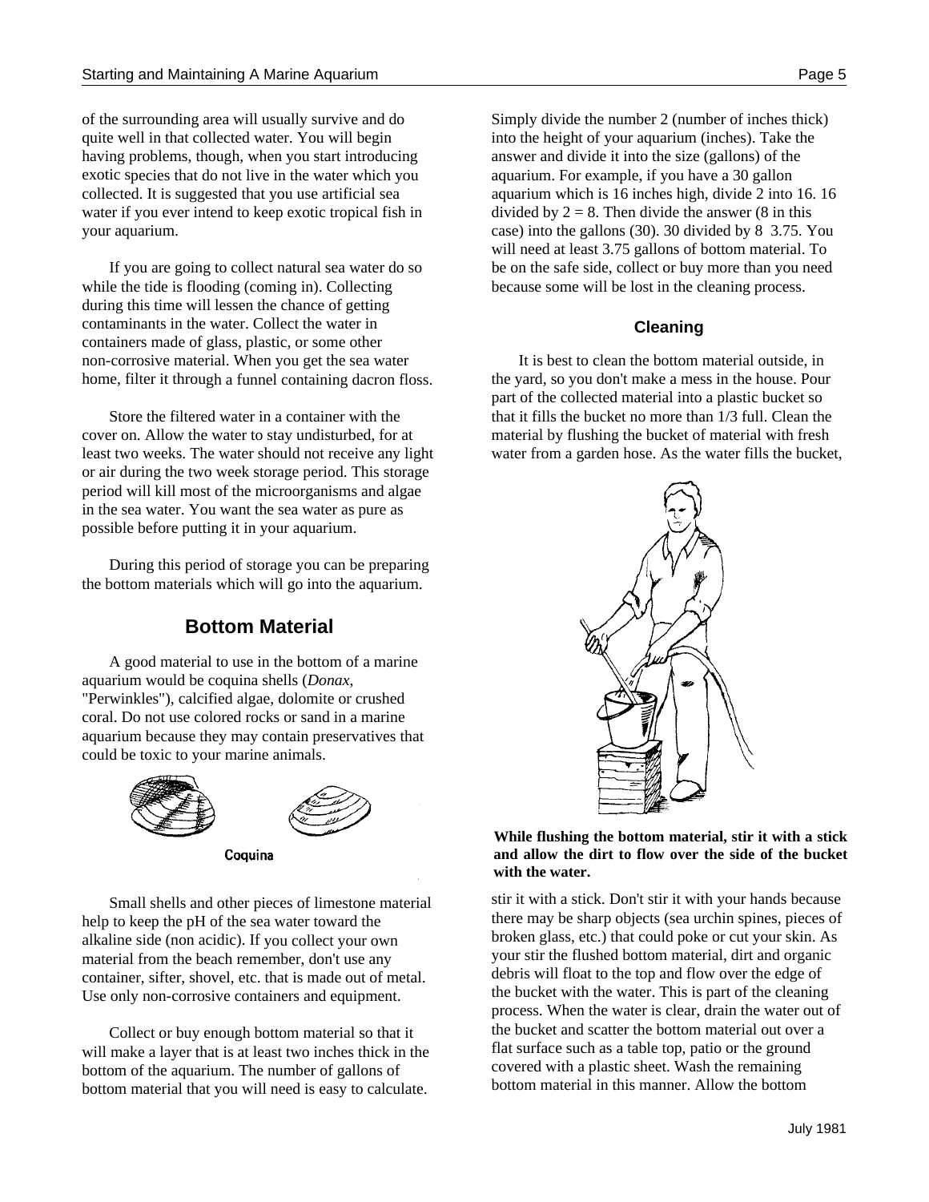of the surrounding area will usually survive and do quite well in that collected water. You will begin having problems, though, when you start introducing exotic species that do not live in the water which you collected. It is suggested that you use artificial sea water if you ever intend to keep exotic tropical fish in your aquarium.

If you are going to collect natural sea water do so while the tide is flooding (coming in). Collecting during this time will lessen the chance of getting contaminants in the water. Collect the water in containers made of glass, plastic, or some other non-corrosive material. When you get the sea water home, filter it through a funnel containing dacron floss.

Store the filtered water in a container with the cover on. Allow the water to stay undisturbed, for at least two weeks. The water should not receive any light or air during the two week storage period. This storage period will kill most of the microorganisms and algae in the sea water. You want the sea water as pure as possible before putting it in your aquarium.

During this period of storage you can be preparing the bottom materials which will go into the aquarium.

## Bottom Material

A good material to use in the bottom of a marine aquarium would be coquina shells (*Donax*, "Perwinkles"), calcified algae, dolomite or crushed coral. Do not use colored rocks or sand in a marine aquarium because they may contain preservatives that could be toxic to your marine animals.

Coquina

Small shells and other pieces of limestone material help to keep the pH of the sea water toward the alkaline side (non acidic). If you collect your own material from the beach remember, don't use any container, sifter, shovel, etc. that is made out of metal. Use only non-corrosive containers and equipment.

Collect or buy enough bottom material so that it will make a layer that is at least two inches thick in the bottom of the aquarium. The number of gallons of bottom material that you will need is easy to calculate. Simply divide the number 2 (number of inches thick) into the height of your aquarium (inches). Take the answer and divide it into the size (gallons) of the aquarium. For example, if you have a 30 gallon aquarium which is 16 inches high, divide 2 into 16. 16 divided by 2 = 8. Then divide the answer (8 in this case) into the gallons (30). 30 divided by 8 3.75. You will need at least 3.75 gallons of bottom material. To be on the safe side, collect or buy more than you need because some will be lost in the cleaning process.

### Cleaning

It is best to clean the bottom material outside, in the yard, so you don't make a mess in the house. Pour part of the collected material into a plastic bucket so that it fills the bucket no more than 1/3 full. Clean the material by flushing the bucket of material with fresh water from a garden hose. As the water fills the bucket, stir it with a stick. Don't stir it with your hands because there may be sharp objects (sea urchin spines, pieces of broken glass, etc.) that could poke or cut your skin. As your stir the flushed bottom material, dirt and organic debris will float to the top and flow over the edge of the bucket with the water. This is part of the cleaning process. When the water is clear, drain the water out of the bucket and scatter the bottom material out over a flat surface such as a table top, patio or the ground covered with a plastic sheet. Wash the remaining bottom material in this manner. Allow the bottom

**While flushing the bottom material, stir it with a stick and allow the dirt to flow over the side of the bucket with the water.**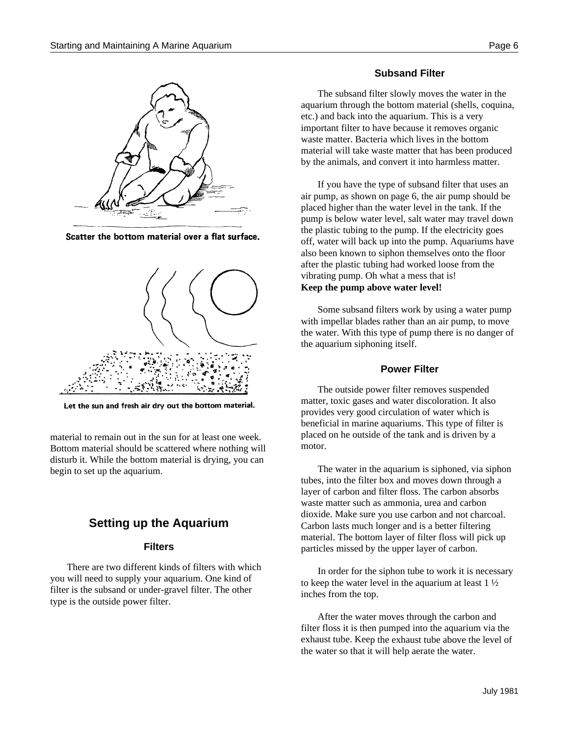Scatter the bottom material over a flat surface.

Let the sun and fresh air dry out the bottom material.

material to remain out in the sun for at least one week. Bottom material should be scattered where nothing will disturb it. While the bottom material is drying, you can begin to set up the aquarium.

## Setting up the Aquarium

### Filters

There are two different kinds of filters with which you will need to supply your aquarium. One kind of filter is the subsand or under-gravel filter. The other type is the outside power filter.

### Subsand Filter

The subsand filter slowly moves the water in the aquarium through the bottom material (shells, coquina, etc.) and back into the aquarium. This is a very important filter to have because it removes organic waste matter. Bacteria which lives in the bottom material will take waste matter that has been produced by the animals, and convert it into harmless matter.

If you have the type of subsand filter that uses an air pump, as shown on page 6, the air pump should be placed higher than the water level in the tank. If the pump is below water level, salt water may travel down the plastic tubing to the pump. If the electricity goes off, water will back up into the pump. Aquariums have also been known to siphon themselves onto the floor after the plastic tubing had worked loose from the vibrating pump. Oh what a mess that is!
**Keep the pump above water level!**

Some subsand filters work by using a water pump with impellar blades rather than an air pump, to move the water. With this type of pump there is no danger of the aquarium siphoning itself.

### Power Filter

The outside power filter removes suspended matter, toxic gases and water discoloration. It also provides very good circulation of water which is beneficial in marine aquariums. This type of filter is placed on he outside of the tank and is driven by a motor.

The water in the aquarium is siphoned, via siphon tubes, into the filter box and moves down through a layer of carbon and filter floss. The carbon absorbs waste matter such as ammonia, urea and carbon dioxide. Make sure you use carbon and not charcoal. Carbon lasts much longer and is a better filtering material. The bottom layer of filter floss will pick up particles missed by the upper layer of carbon.

In order for the siphon tube to work it is necessary to keep the water level in the aquarium at least 1 ½ inches from the top.

After the water moves through the carbon and filter floss it is then pumped into the aquarium via the exhaust tube. Keep the exhaust tube above the level of the water so that it will help aerate the water.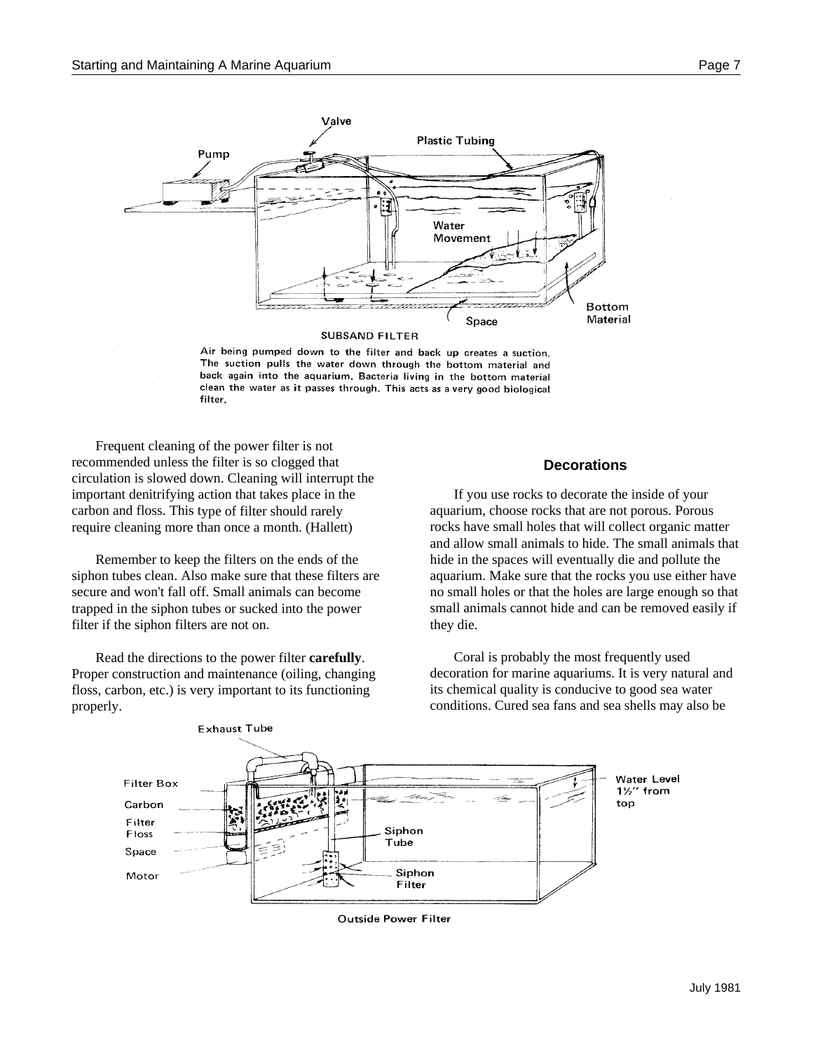SUBSAND FILTER

Air being pumped down to the filter and back up creates a suction. The suction pulls the water down through the bottom material and back again into the aquarium. Bacteria living in the bottom material clean the water as it passes through. This acts as a very good biological filter.

Frequent cleaning of the power filter is not recommended unless the filter is so clogged that circulation is slowed down. Cleaning will interrupt the important denitrifying action that takes place in the carbon and floss. This type of filter should rarely require cleaning more than once a month. (Hallett)

Remember to keep the filters on the ends of the siphon tubes clean. Also make sure that these filters are secure and won't fall off. Small animals can become trapped in the siphon tubes or sucked into the power filter if the siphon filters are not on.

Read the directions to the power filter **carefully**. Proper construction and maintenance (oiling, changing floss, carbon, etc.) is very important to its functioning properly.

### Decorations

If you use rocks to decorate the inside of your aquarium, choose rocks that are not porous. Porous rocks have small holes that will collect organic matter and allow small animals to hide. The small animals that hide in the spaces will eventually die and pollute the aquarium. Make sure that the rocks you use either have no small holes or that the holes are large enough so that small animals cannot hide and can be removed easily if they die.

Coral is probably the most frequently used decoration for marine aquariums. It is very natural and its chemical quality is conducive to good sea water conditions. Cured sea fans and sea shells may also be

Outside Power Filter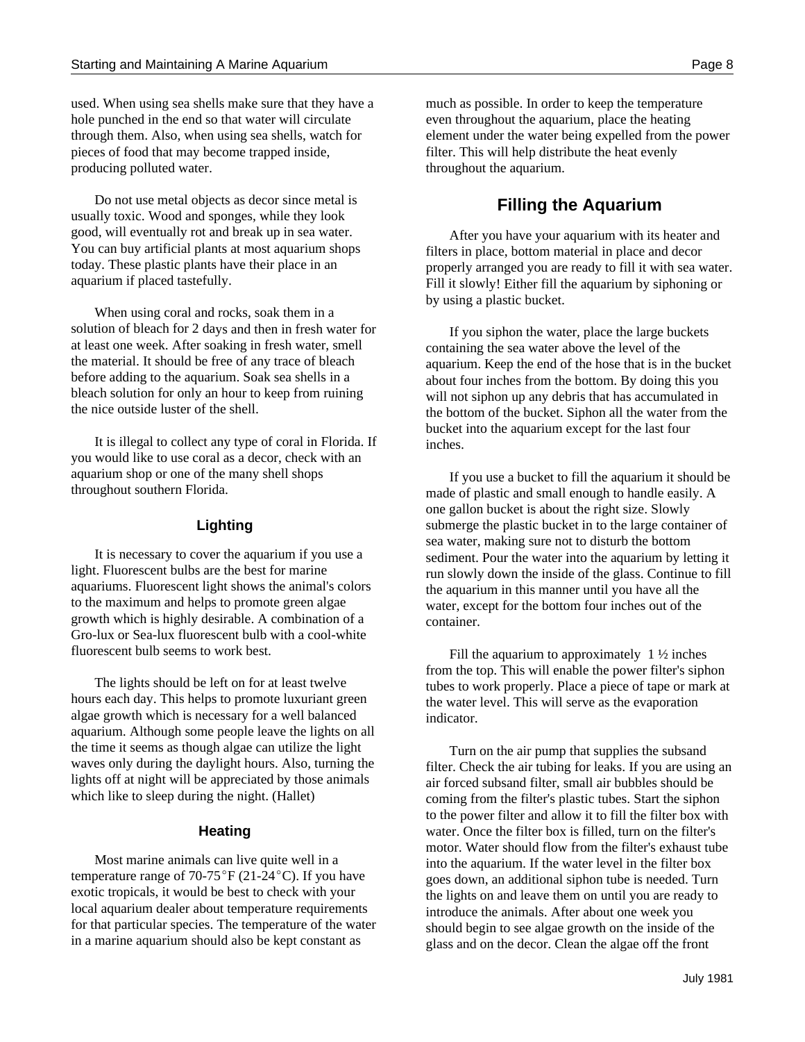used. When using sea shells make sure that they have a hole punched in the end so that water will circulate through them. Also, when using sea shells, watch for pieces of food that may become trapped inside, producing polluted water.

Do not use metal objects as decor since metal is usually toxic. Wood and sponges, while they look good, will eventually rot and break up in sea water. You can buy artificial plants at most aquarium shops today. These plastic plants have their place in an aquarium if placed tastefully.

When using coral and rocks, soak them in a solution of bleach for 2 days and then in fresh water for at least one week. After soaking in fresh water, smell the material. It should be free of any trace of bleach before adding to the aquarium. Soak sea shells in a bleach solution for only an hour to keep from ruining the nice outside luster of the shell.

It is illegal to collect any type of coral in Florida. If you would like to use coral as a decor, check with an aquarium shop or one of the many shell shops throughout southern Florida.

### Lighting

It is necessary to cover the aquarium if you use a light. Fluorescent bulbs are the best for marine aquariums. Fluorescent light shows the animal's colors to the maximum and helps to promote green algae growth which is highly desirable. A combination of a Gro-lux or Sea-lux fluorescent bulb with a cool-white fluorescent bulb seems to work best.

The lights should be left on for at least twelve hours each day. This helps to promote luxuriant green algae growth which is necessary for a well balanced aquarium. Although some people leave the lights on all the time it seems as though algae can utilize the light waves only during the daylight hours. Also, turning the lights off at night will be appreciated by those animals which like to sleep during the night. (Hallet)

### Heating

Most marine animals can live quite well in a temperature range of 70-75°F (21-24°C). If you have exotic tropicals, it would be best to check with your local aquarium dealer about temperature requirements for that particular species. The temperature of the water in a marine aquarium should also be kept constant as much as possible. In order to keep the temperature even throughout the aquarium, place the heating element under the water being expelled from the power filter. This will help distribute the heat evenly throughout the aquarium.

## Filling the Aquarium

After you have your aquarium with its heater and filters in place, bottom material in place and decor properly arranged you are ready to fill it with sea water. Fill it slowly! Either fill the aquarium by siphoning or by using a plastic bucket.

If you siphon the water, place the large buckets containing the sea water above the level of the aquarium. Keep the end of the hose that is in the bucket about four inches from the bottom. By doing this you will not siphon up any debris that has accumulated in the bottom of the bucket. Siphon all the water from the bucket into the aquarium except for the last four inches.

If you use a bucket to fill the aquarium it should be made of plastic and small enough to handle easily. A one gallon bucket is about the right size. Slowly submerge the plastic bucket in to the large container of sea water, making sure not to disturb the bottom sediment. Pour the water into the aquarium by letting it run slowly down the inside of the glass. Continue to fill the aquarium in this manner until you have all the water, except for the bottom four inches out of the container.

Fill the aquarium to approximately 1 ½ inches from the top. This will enable the power filter's siphon tubes to work properly. Place a piece of tape or mark at the water level. This will serve as the evaporation indicator.

Turn on the air pump that supplies the subsand filter. Check the air tubing for leaks. If you are using an air forced subsand filter, small air bubbles should be coming from the filter's plastic tubes. Start the siphon to the power filter and allow it to fill the filter box with water. Once the filter box is filled, turn on the filter's motor. Water should flow from the filter's exhaust tube into the aquarium. If the water level in the filter box goes down, an additional siphon tube is needed. Turn the lights on and leave them on until you are ready to introduce the animals. After about one week you should begin to see algae growth on the inside of the glass and on the decor. Clean the algae off the front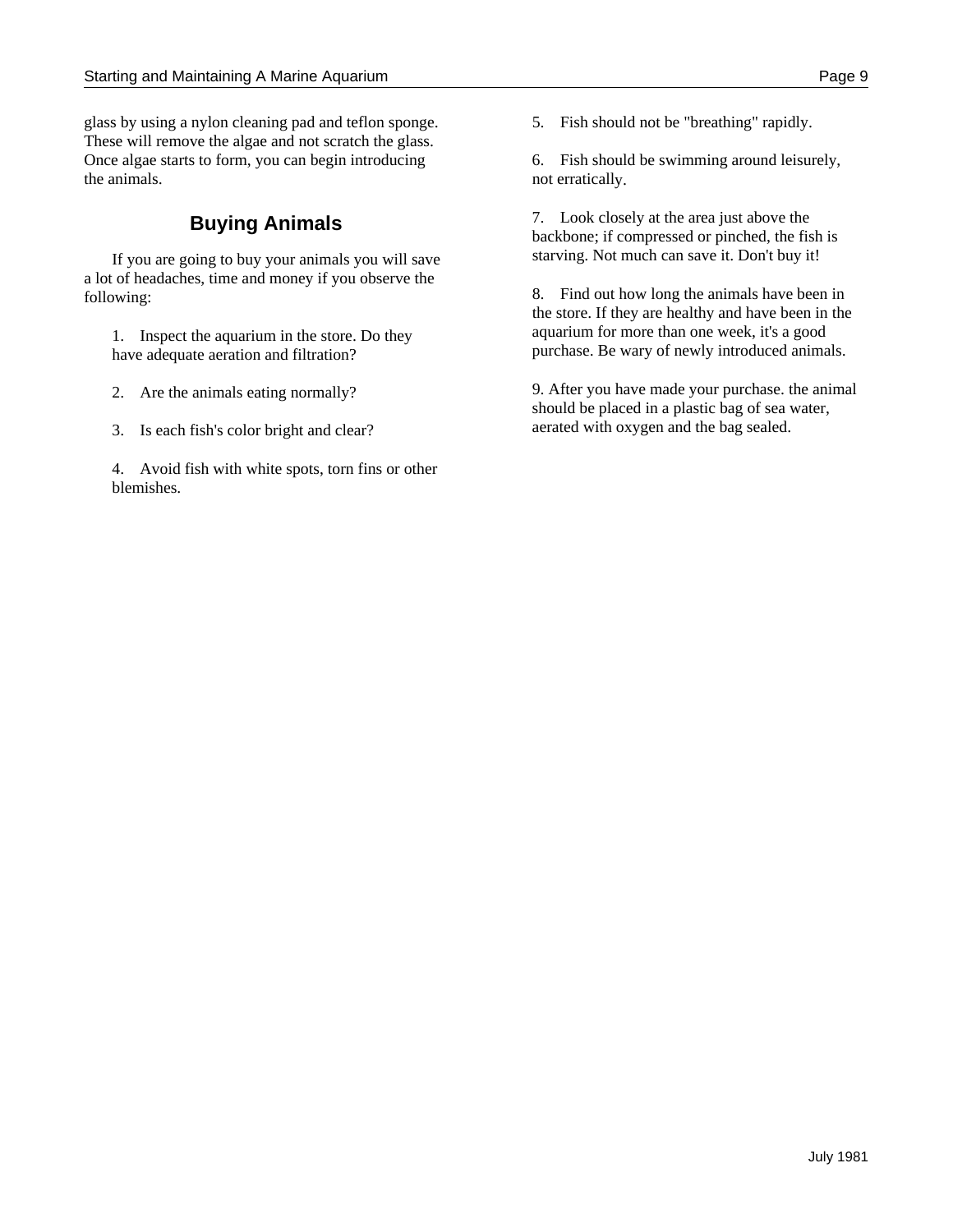glass by using a nylon cleaning pad and teflon sponge. These will remove the algae and not scratch the glass. Once algae starts to form, you can begin introducing the animals.

## Buying Animals

If you are going to buy your animals you will save a lot of headaches, time and money if you observe the following:

1. Inspect the aquarium in the store. Do they have adequate aeration and filtration?

2. Are the animals eating normally?

3. Is each fish's color bright and clear?

4. Avoid fish with white spots, torn fins or other blemishes.

5. Fish should not be "breathing" rapidly.

6. Fish should be swimming around leisurely, not erratically.

7. Look closely at the area just above the backbone; if compressed or pinched, the fish is starving. Not much can save it. Don't buy it!

8. Find out how long the animals have been in the store. If they are healthy and have been in the aquarium for more than one week, it's a good purchase. Be wary of newly introduced animals.

9. After you have made your purchase. the animal should be placed in a plastic bag of sea water, aerated with oxygen and the bag sealed.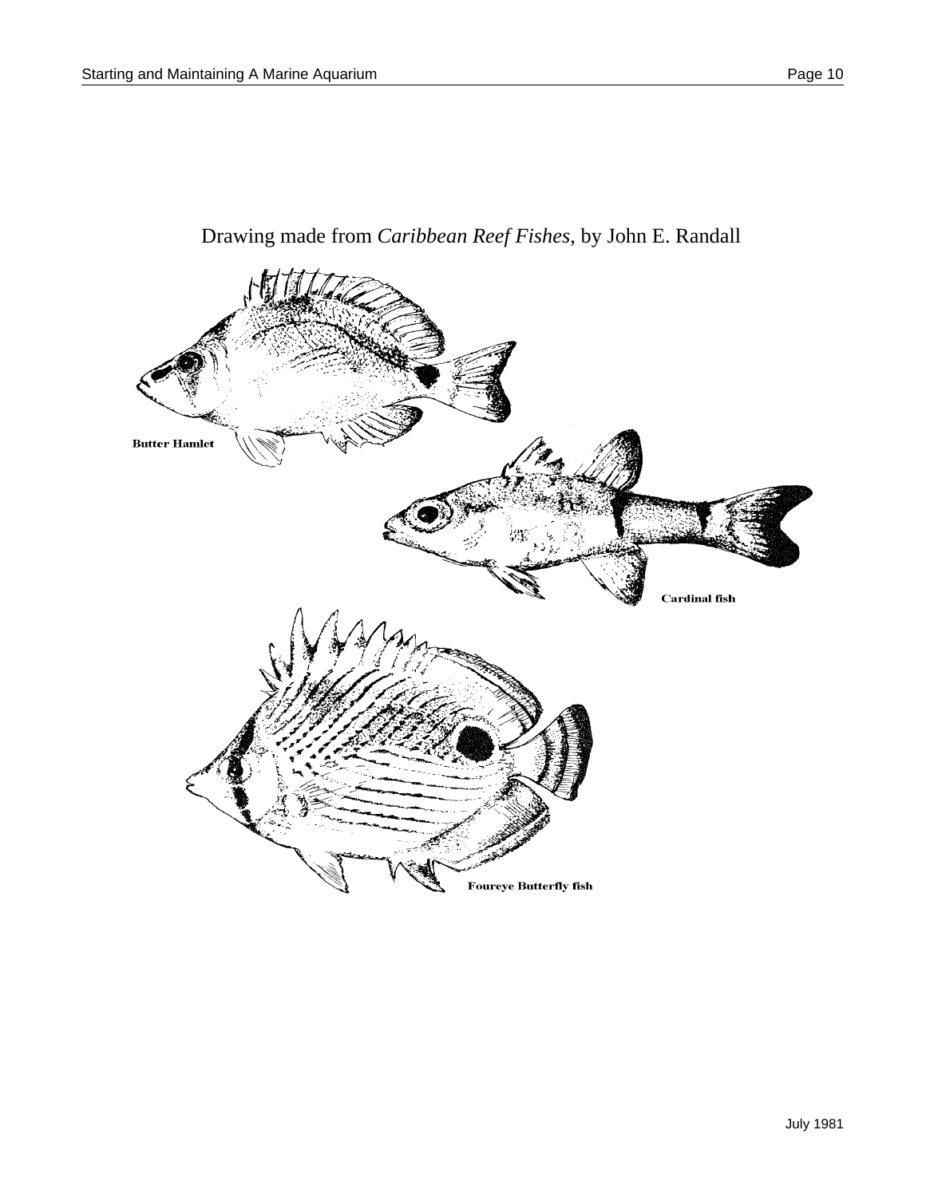Drawing made from *Caribbean Reef Fishes*, by John E. Randall

**Butter Hamlet**

**Cardinal fish**

**Foureye Butterfly fish**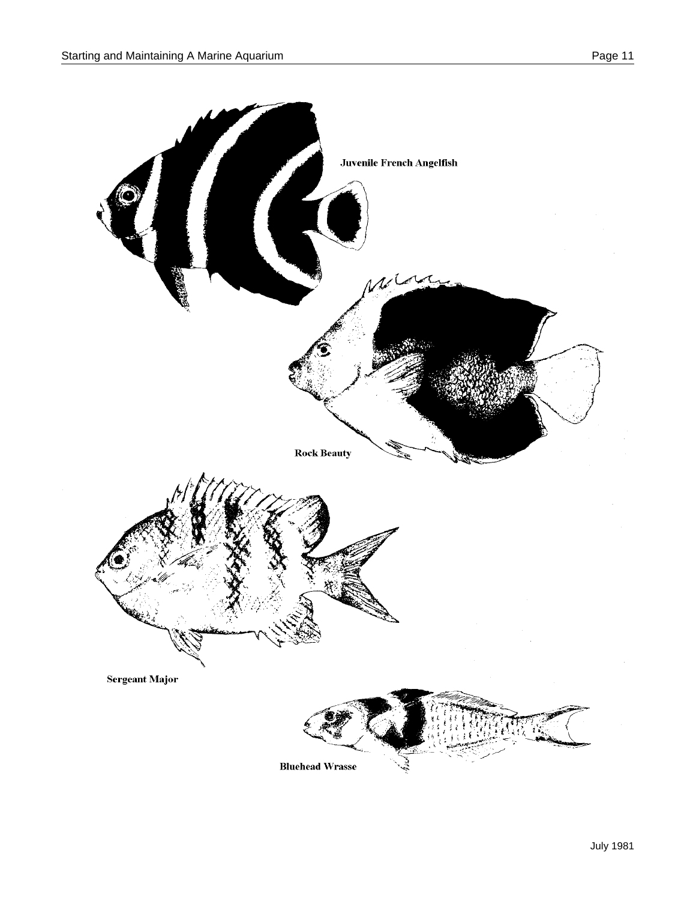Juvenile French Angelfish

Rock Beauty

Sergeant Major

Bluehead Wrasse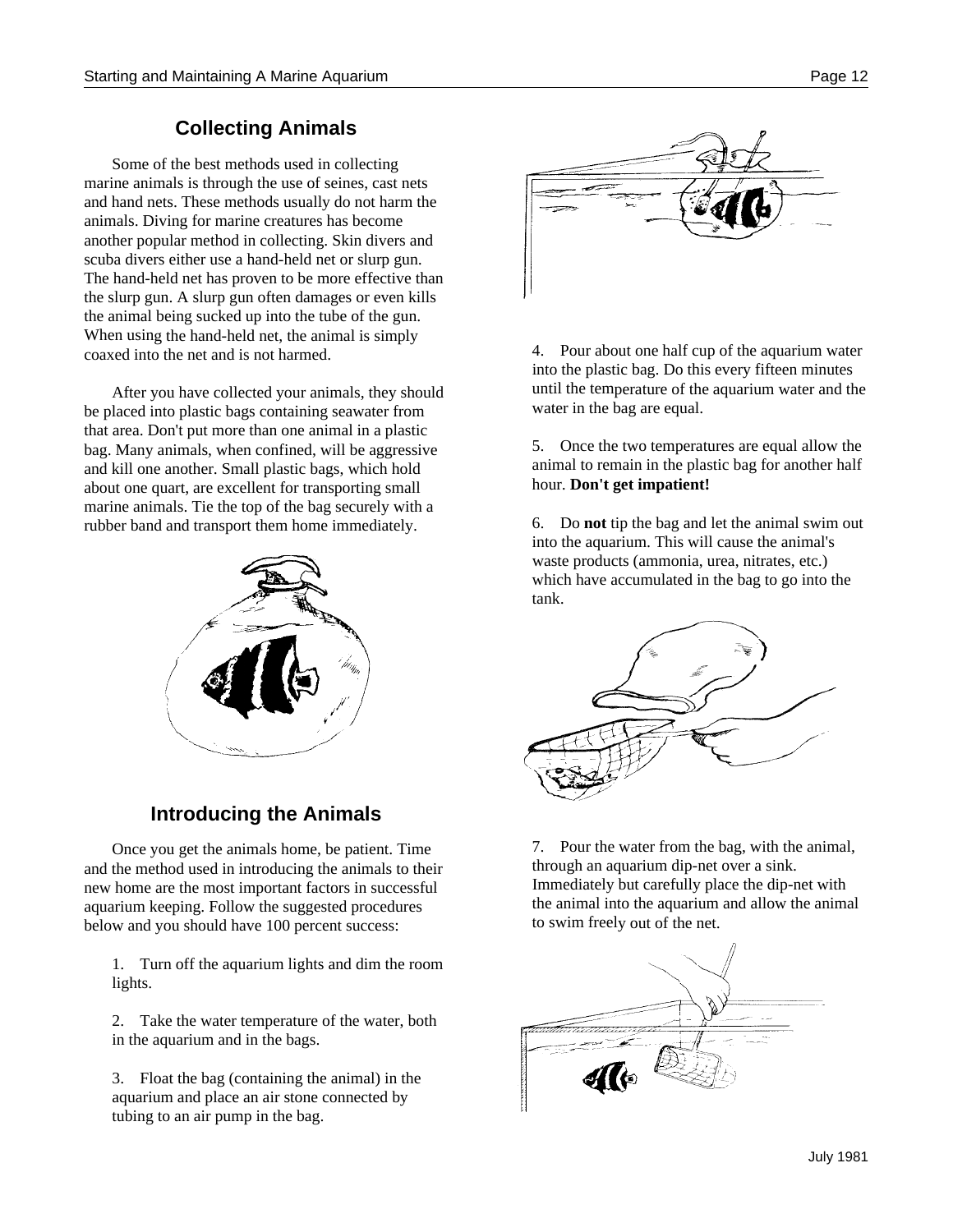## Collecting Animals

Some of the best methods used in collecting marine animals is through the use of seines, cast nets and hand nets. These methods usually do not harm the animals. Diving for marine creatures has become another popular method in collecting. Skin divers and scuba divers either use a hand-held net or slurp gun. The hand-held net has proven to be more effective than the slurp gun. A slurp gun often damages or even kills the animal being sucked up into the tube of the gun. When using the hand-held net, the animal is simply coaxed into the net and is not harmed.

After you have collected your animals, they should be placed into plastic bags containing seawater from that area. Don't put more than one animal in a plastic bag. Many animals, when confined, will be aggressive and kill one another. Small plastic bags, which hold about one quart, are excellent for transporting small marine animals. Tie the top of the bag securely with a rubber band and transport them home immediately.

## Introducing the Animals

Once you get the animals home, be patient. Time and the method used in introducing the animals to their new home are the most important factors in successful aquarium keeping. Follow the suggested procedures below and you should have 100 percent success:

1. Turn off the aquarium lights and dim the room lights.

2. Take the water temperature of the water, both in the aquarium and in the bags.

3. Float the bag (containing the animal) in the aquarium and place an air stone connected by tubing to an air pump in the bag.

4. Pour about one half cup of the aquarium water into the plastic bag. Do this every fifteen minutes until the temperature of the aquarium water and the water in the bag are equal.

5. Once the two temperatures are equal allow the animal to remain in the plastic bag for another half hour. **Don't get impatient!**

6. Do **not** tip the bag and let the animal swim out into the aquarium. This will cause the animal's waste products (ammonia, urea, nitrates, etc.) which have accumulated in the bag to go into the tank.

7. Pour the water from the bag, with the animal, through an aquarium dip-net over a sink. Immediately but carefully place the dip-net with the animal into the aquarium and allow the animal to swim freely out of the net.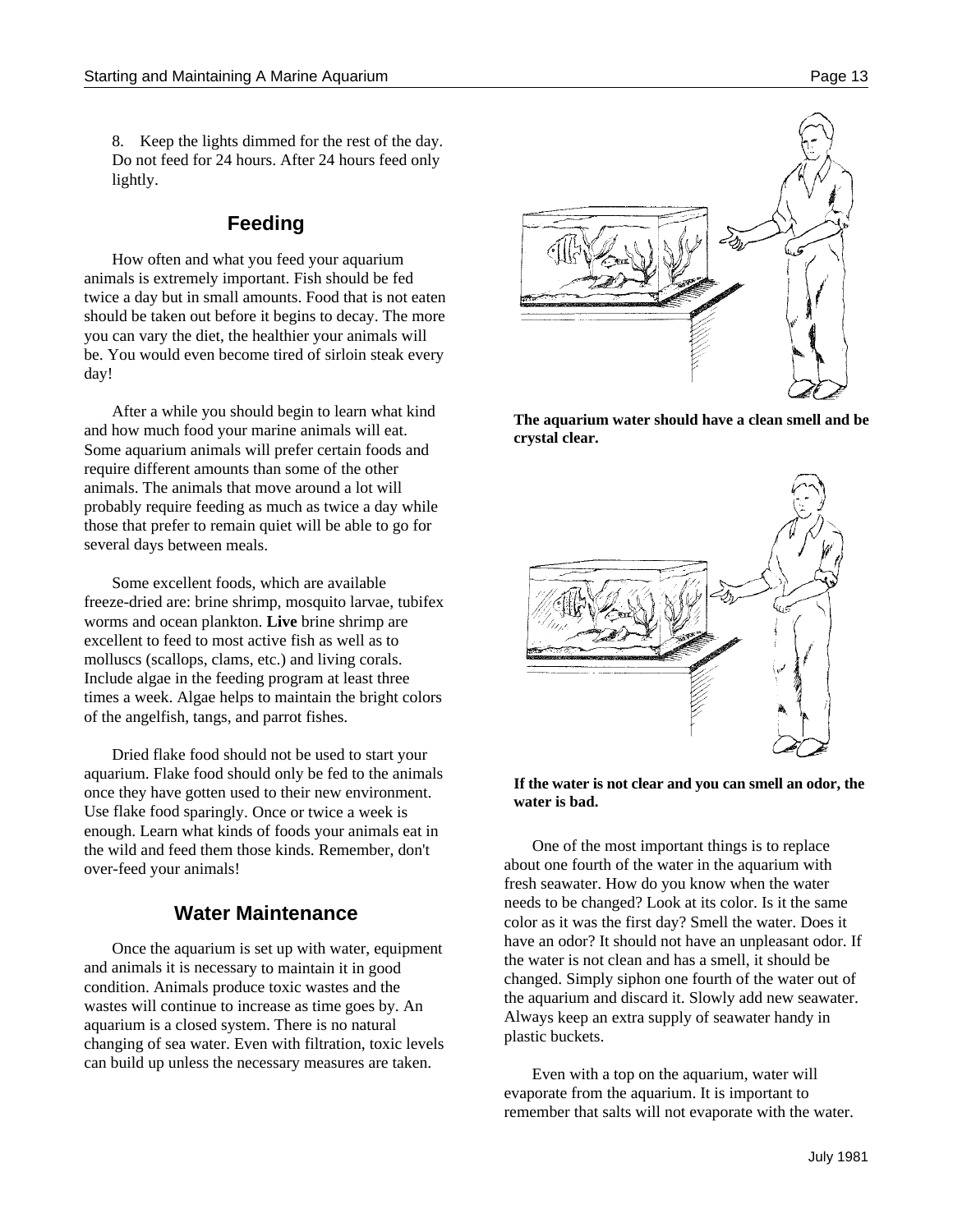8. Keep the lights dimmed for the rest of the day. Do not feed for 24 hours. After 24 hours feed only lightly.

## Feeding

How often and what you feed your aquarium animals is extremely important. Fish should be fed twice a day but in small amounts. Food that is not eaten should be taken out before it begins to decay. The more you can vary the diet, the healthier your animals will be. You would even become tired of sirloin steak every day!

After a while you should begin to learn what kind and how much food your marine animals will eat. Some aquarium animals will prefer certain foods and require different amounts than some of the other animals. The animals that move around a lot will probably require feeding as much as twice a day while those that prefer to remain quiet will be able to go for several days between meals.

Some excellent foods, which are available freeze-dried are: brine shrimp, mosquito larvae, tubifex worms and ocean plankton. **Live** brine shrimp are excellent to feed to most active fish as well as to molluscs (scallops, clams, etc.) and living corals. Include algae in the feeding program at least three times a week. Algae helps to maintain the bright colors of the angelfish, tangs, and parrot fishes.

Dried flake food should not be used to start your aquarium. Flake food should only be fed to the animals once they have gotten used to their new environment. Use flake food sparingly. Once or twice a week is enough. Learn what kinds of foods your animals eat in the wild and feed them those kinds. Remember, don't over-feed your animals!

## Water Maintenance

Once the aquarium is set up with water, equipment and animals it is necessary to maintain it in good condition. Animals produce toxic wastes and the wastes will continue to increase as time goes by. An aquarium is a closed system. There is no natural changing of sea water. Even with filtration, toxic levels can build up unless the necessary measures are taken.

**The aquarium water should have a clean smell and be crystal clear.**

**If the water is not clear and you can smell an odor, the water is bad.**

One of the most important things is to replace about one fourth of the water in the aquarium with fresh seawater. How do you know when the water needs to be changed? Look at its color. Is it the same color as it was the first day? Smell the water. Does it have an odor? It should not have an unpleasant odor. If the water is not clean and has a smell, it should be changed. Simply siphon one fourth of the water out of the aquarium and discard it. Slowly add new seawater. Always keep an extra supply of seawater handy in plastic buckets.

Even with a top on the aquarium, water will evaporate from the aquarium. It is important to remember that salts will not evaporate with the water.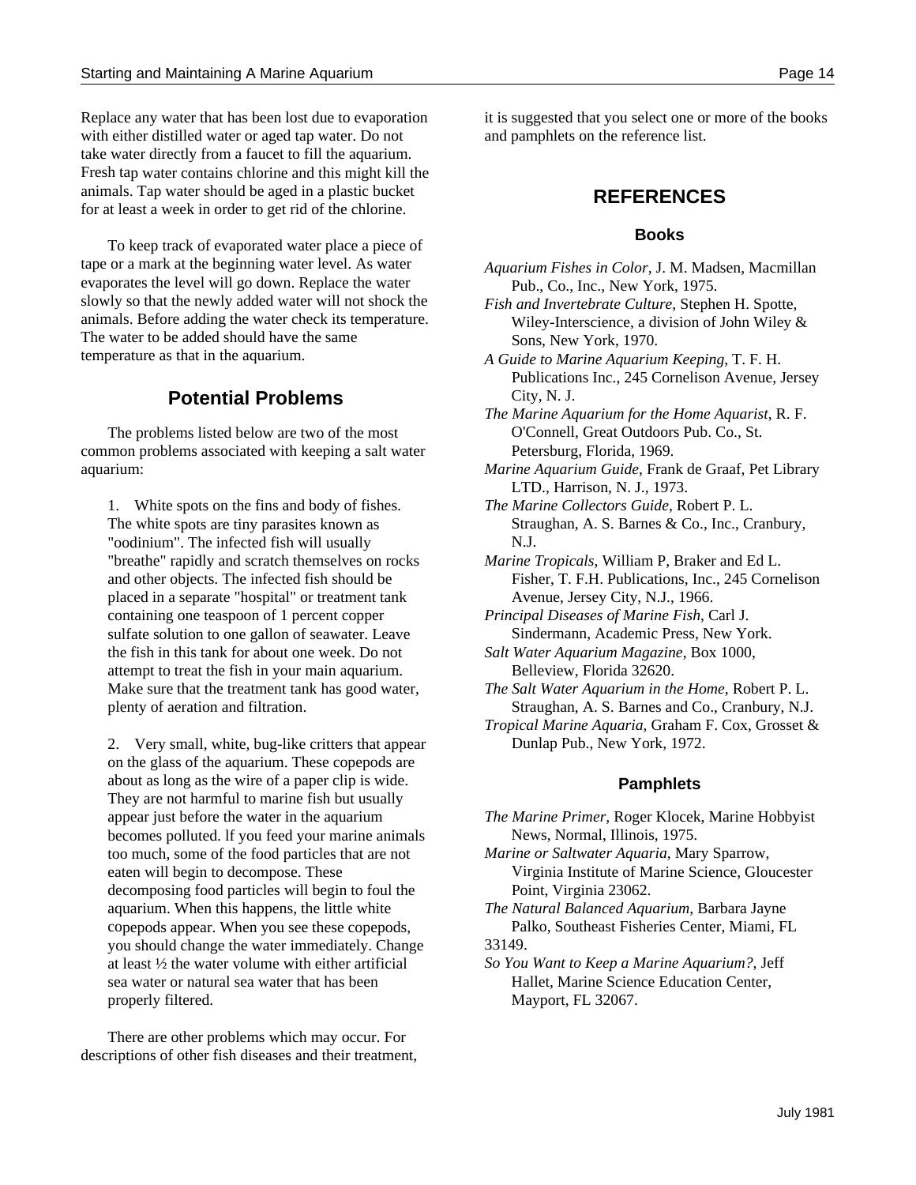Replace any water that has been lost due to evaporation with either distilled water or aged tap water. Do not take water directly from a faucet to fill the aquarium. Fresh tap water contains chlorine and this might kill the animals. Tap water should be aged in a plastic bucket for at least a week in order to get rid of the chlorine.

To keep track of evaporated water place a piece of tape or a mark at the beginning water level. As water evaporates the level will go down. Replace the water slowly so that the newly added water will not shock the animals. Before adding the water check its temperature. The water to be added should have the same temperature as that in the aquarium.

## Potential Problems

The problems listed below are two of the most common problems associated with keeping a salt water aquarium:

1. White spots on the fins and body of fishes. The white spots are tiny parasites known as "oodinium". The infected fish will usually "breathe" rapidly and scratch themselves on rocks and other objects. The infected fish should be placed in a separate "hospital" or treatment tank containing one teaspoon of 1 percent copper sulfate solution to one gallon of seawater. Leave the fish in this tank for about one week. Do not attempt to treat the fish in your main aquarium. Make sure that the treatment tank has good water, plenty of aeration and filtration.

2. Very small, white, bug-like critters that appear on the glass of the aquarium. These copepods are about as long as the wire of a paper clip is wide. They are not harmful to marine fish but usually appear just before the water in the aquarium becomes polluted. lf you feed your marine animals too much, some of the food particles that are not eaten will begin to decompose. These decomposing food particles will begin to foul the aquarium. When this happens, the little white copepods appear. When you see these copepods, you should change the water immediately. Change at least ½ the water volume with either artificial sea water or natural sea water that has been properly filtered.

There are other problems which may occur. For descriptions of other fish diseases and their treatment, it is suggested that you select one or more of the books and pamphlets on the reference list.

## REFERENCES

### Books

*Aquarium Fishes in Color*, J. M. Madsen, Macmillan Pub., Co., Inc., New York, 1975.

*Fish and Invertebrate Culture*, Stephen H. Spotte, Wiley-Interscience, a division of John Wiley & Sons, New York, 1970.

*A Guide to Marine Aquarium Keeping*, T. F. H. Publications Inc., 245 Cornelison Avenue, Jersey City, N. J.

*The Marine Aquarium for the Home Aquarist*, R. F. O'Connell, Great Outdoors Pub. Co., St. Petersburg, Florida, 1969.

*Marine Aquarium Guide*, Frank de Graaf, Pet Library LTD., Harrison, N. J., 1973.

*The Marine Collectors Guide*, Robert P. L. Straughan, A. S. Barnes & Co., Inc., Cranbury, N.J.

*Marine Tropicals*, William P, Braker and Ed L. Fisher, T. F.H. Publications, Inc., 245 Cornelison Avenue, Jersey City, N.J., 1966.

*Principal Diseases of Marine Fish*, Carl J. Sindermann, Academic Press, New York.

*Salt Water Aquarium Magazine*, Box 1000, Belleview, Florida 32620.

*The Salt Water Aquarium in the Home*, Robert P. L. Straughan, A. S. Barnes and Co., Cranbury, N.J.

*Tropical Marine Aquaria*, Graham F. Cox, Grosset & Dunlap Pub., New York, 1972.

### Pamphlets

*The Marine Primer*, Roger Klocek, Marine Hobbyist News, Normal, Illinois, 1975.

*Marine or Saltwater Aquaria*, Mary Sparrow, Virginia Institute of Marine Science, Gloucester Point, Virginia 23062.

*The Natural Balanced Aquarium*, Barbara Jayne Palko, Southeast Fisheries Center, Miami, FL 33149.

*So You Want to Keep a Marine Aquarium?*, Jeff Hallet, Marine Science Education Center, Mayport, FL 32067.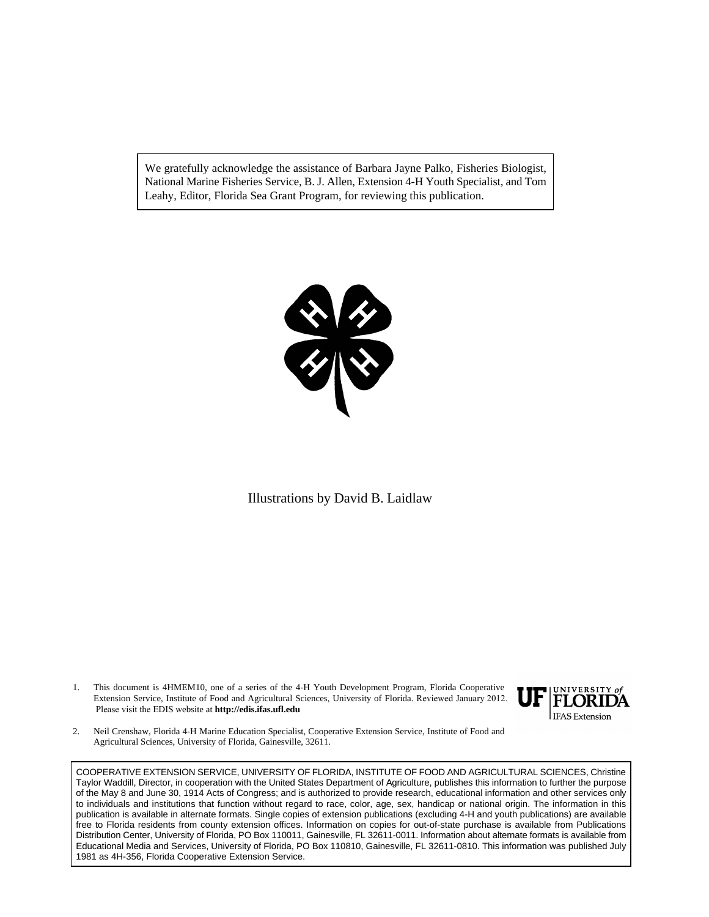We gratefully acknowledge the assistance of Barbara Jayne Palko, Fisheries Biologist, National Marine Fisheries Service, B. J. Allen, Extension 4-H Youth Specialist, and Tom Leahy, Editor, Florida Sea Grant Program, for reviewing this publication.

Illustrations by David B. Laidlaw

1. This document is 4HMEM10, one of a series of the 4-H Youth Development Program, Florida Cooperative Extension Service, Institute of Food and Agricultural Sciences, University of Florida. Reviewed January 2012. Please visit the EDIS website at **http://edis.ifas.ufl.edu**

2. Neil Crenshaw, Florida 4-H Marine Education Specialist, Cooperative Extension Service, Institute of Food and Agricultural Sciences, University of Florida, Gainesville, 32611.

COOPERATIVE EXTENSION SERVICE, UNIVERSITY OF FLORIDA, INSTITUTE OF FOOD AND AGRICULTURAL SCIENCES, Christine Taylor Waddill, Director, in cooperation with the United States Department of Agriculture, publishes this information to further the purpose of the May 8 and June 30, 1914 Acts of Congress; and is authorized to provide research, educational information and other services only to individuals and institutions that function without regard to race, color, age, sex, handicap or national origin. The information in this publication is available in alternate formats. Single copies of extension publications (excluding 4-H and youth publications) are available free to Florida residents from county extension offices. Information on copies for out-of-state purchase is available from Publications Distribution Center, University of Florida, PO Box 110011, Gainesville, FL 32611-0011. Information about alternate formats is available from Educational Media and Services, University of Florida, PO Box 110810, Gainesville, FL 32611-0810. This information was published July 1981 as 4H-356, Florida Cooperative Extension Service.